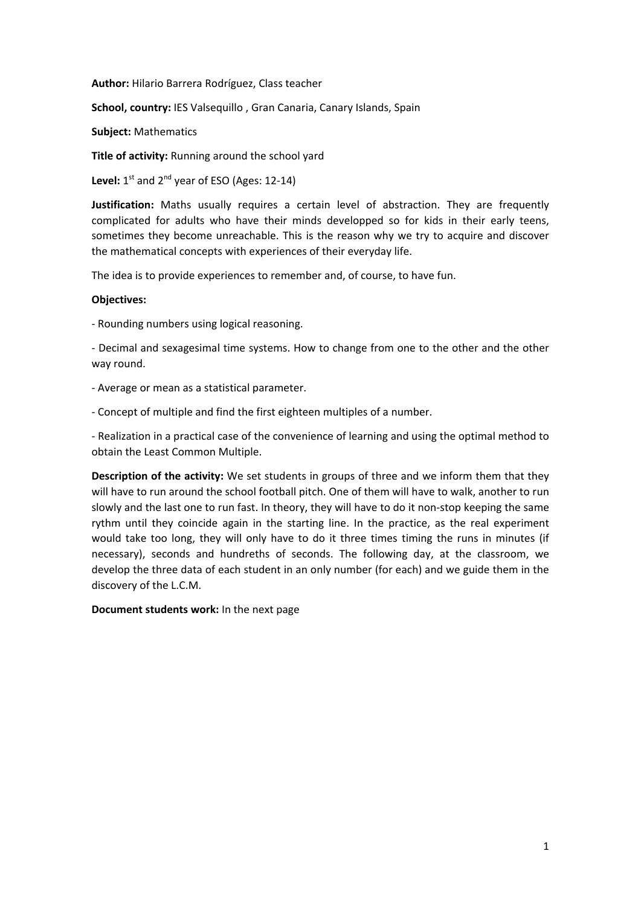**Author:** Hilario Barrera Rodríguez, Class teacher

**School, country:** IES Valsequillo , Gran Canaria, Canary Islands, Spain

**Subject:** Mathematics

**Title of activity:** Running around the school yard

**Level:** 1st and 2nd year of ESO (Ages: 12-14)

**Justification:** Maths usually requires a certain level of abstraction. They are frequently complicated for adults who have their minds developped so for kids in their early teens, sometimes they become unreachable. This is the reason why we try to acquire and discover the mathematical concepts with experiences of their everyday life.

The idea is to provide experiences to remember and, of course, to have fun.

**Objectives:**

- Rounding numbers using logical reasoning.

- Decimal and sexagesimal time systems. How to change from one to the other and the other way round.

- Average or mean as a statistical parameter.

- Concept of multiple and find the first eighteen multiples of a number.

- Realization in a practical case of the convenience of learning and using the optimal method to obtain the Least Common Multiple.

**Description of the activity:** We set students in groups of three and we inform them that they will have to run around the school football pitch. One of them will have to walk, another to run slowly and the last one to run fast. In theory, they will have to do it non-stop keeping the same rythm until they coincide again in the starting line. In the practice, as the real experiment would take too long, they will only have to do it three times timing the runs in minutes (if necessary), seconds and hundreths of seconds. The following day, at the classroom, we develop the three data of each student in an only number (for each) and we guide them in the discovery of the L.C.M.

**Document students work:** In the next page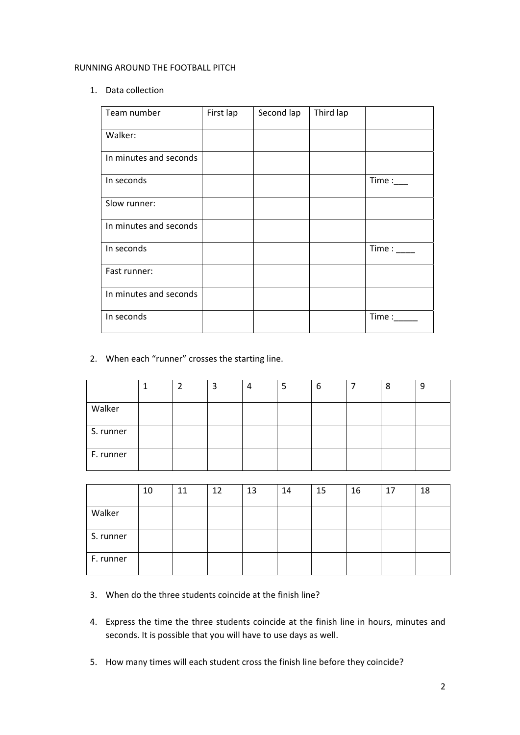RUNNING AROUND THE FOOTBALL PITCH

1. Data collection

| Team number | First lap | Second lap | Third lap | |
|---|---|---|---|---|
| Walker: | | | | |
| In minutes and seconds | | | | |
| In seconds | | | | Time :___ |
| Slow runner: | | | | |
| In minutes and seconds | | | | |
| In seconds | | | | Time : ____ |
| Fast runner: | | | | |
| In minutes and seconds | | | | |
| In seconds | | | | Time :_____ |

2. When each "runner" crosses the starting line.

| | 1 | 2 | 3 | 4 | 5 | 6 | 7 | 8 | 9 |
|---|---|---|---|---|---|---|---|---|---|
| Walker | | | | | | | | | |
| S. runner | | | | | | | | | |
| F. runner | | | | | | | | | |

| | 10 | 11 | 12 | 13 | 14 | 15 | 16 | 17 | 18 |
|---|---|---|---|---|---|---|---|---|---|
| Walker | | | | | | | | | |
| S. runner | | | | | | | | | |
| F. runner | | | | | | | | | |

3. When do the three students coincide at the finish line?

4. Express the time the three students coincide at the finish line in hours, minutes and seconds. It is possible that you will have to use days as well.

5. How many times will each student cross the finish line before they coincide?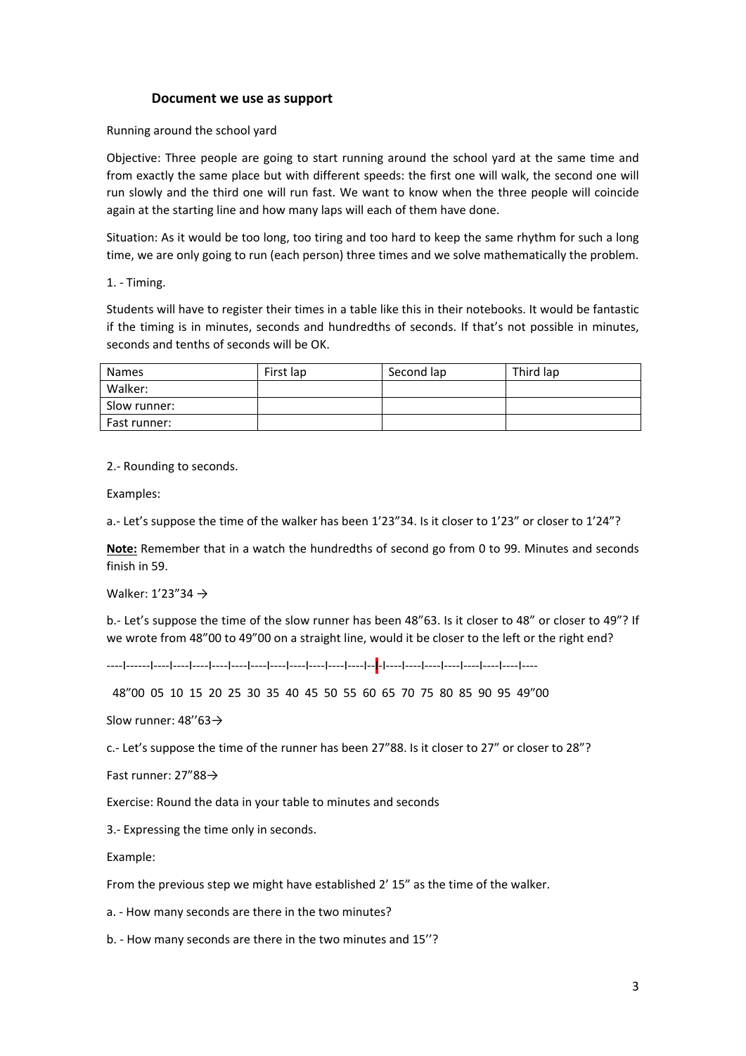### Document we use as support

Running around the school yard

Objective: Three people are going to start running around the school yard at the same time and from exactly the same place but with different speeds: the first one will walk, the second one will run slowly and the third one will run fast. We want to know when the three people will coincide again at the starting line and how many laps will each of them have done.

Situation: As it would be too long, too tiring and too hard to keep the same rhythm for such a long time, we are only going to run (each person) three times and we solve mathematically the problem.

1. - Timing.

Students will have to register their times in a table like this in their notebooks. It would be fantastic if the timing is in minutes, seconds and hundredths of seconds. If that's not possible in minutes, seconds and tenths of seconds will be OK.

| Names | First lap | Second lap | Third lap |
|---|---|---|---|
| Walker: | | | |
| Slow runner: | | | |
| Fast runner: | | | |

2.- Rounding to seconds.

Examples:

a.- Let's suppose the time of the walker has been 1'23"34. Is it closer to 1'23" or closer to 1'24"?

**Note:** Remember that in a watch the hundredths of second go from 0 to 99. Minutes and seconds finish in 59.

Walker: 1'23"34 →

b.- Let's suppose the time of the slow runner has been 48"63. Is it closer to 48" or closer to 49"? If we wrote from 48"00 to 49"00 on a straight line, would it be closer to the left or the right end?

----|------|----|----|----|----|----|----|----|----|----|----|----|--|-|----|----|----|----|----|----|----|----

48"00 05 10 15 20 25 30 35 40 45 50 55 60 65 70 75 80 85 90 95 49"00

Slow runner: 48''63→

c.- Let's suppose the time of the runner has been 27"88. Is it closer to 27" or closer to 28"?

Fast runner: 27"88→

Exercise: Round the data in your table to minutes and seconds

3.- Expressing the time only in seconds.

Example:

From the previous step we might have established 2' 15" as the time of the walker.

a. - How many seconds are there in the two minutes?

b. - How many seconds are there in the two minutes and 15''?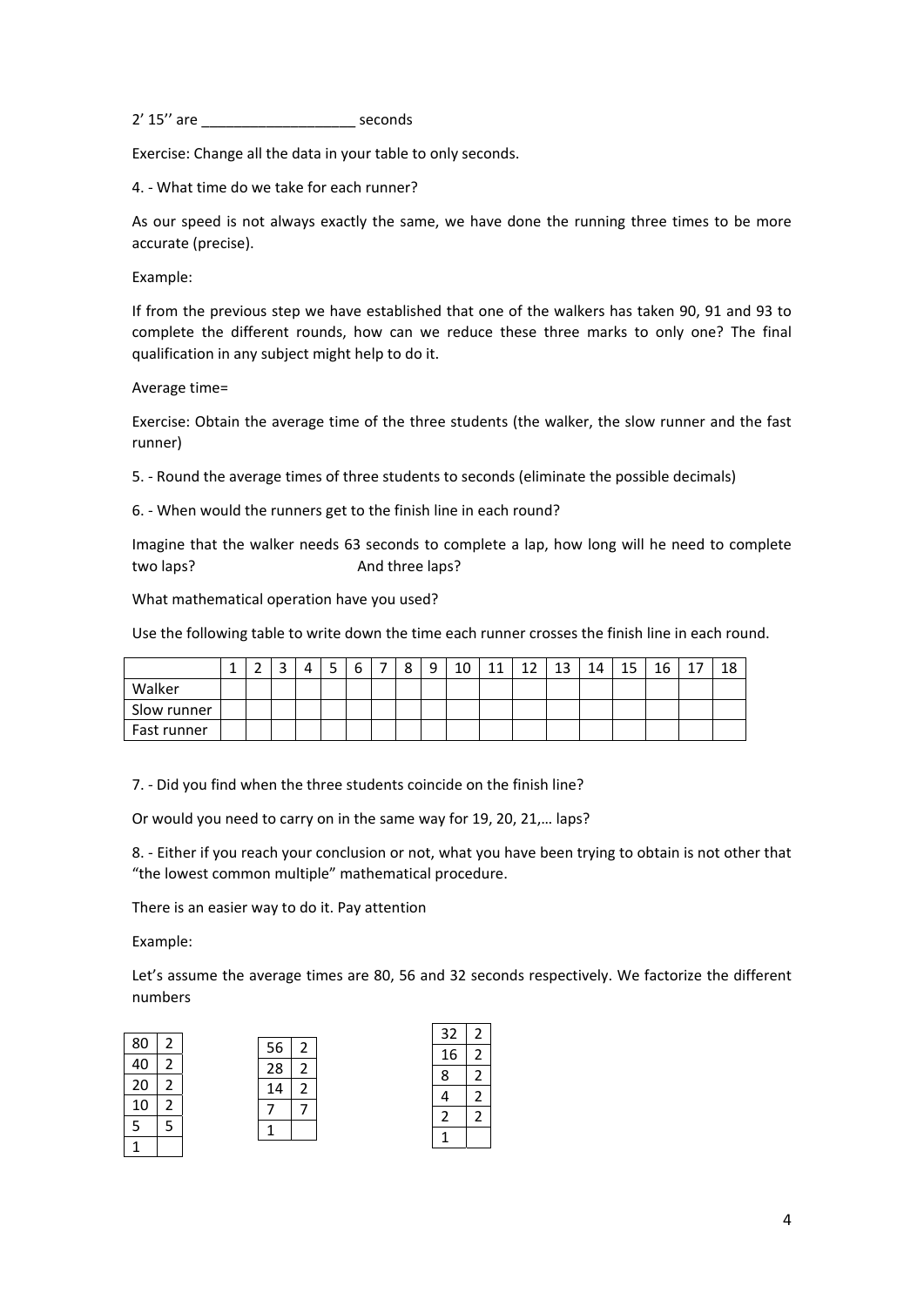2’ 15’’ are ___________________ seconds

Exercise: Change all the data in your table to only seconds.

4. - What time do we take for each runner?

As our speed is not always exactly the same, we have done the running three times to be more accurate (precise).

Example:

If from the previous step we have established that one of the walkers has taken 90, 91 and 93 to complete the different rounds, how can we reduce these three marks to only one? The final qualification in any subject might help to do it.

Average time=

Exercise: Obtain the average time of the three students (the walker, the slow runner and the fast runner)

5. - Round the average times of three students to seconds (eliminate the possible decimals)

6. - When would the runners get to the finish line in each round?

Imagine that the walker needs 63 seconds to complete a lap, how long will he need to complete two laps? And three laps?

What mathematical operation have you used?

Use the following table to write down the time each runner crosses the finish line in each round.

| | 1 | 2 | 3 | 4 | 5 | 6 | 7 | 8 | 9 | 10 | 11 | 12 | 13 | 14 | 15 | 16 | 17 | 18 |
|---|---|---|---|---|---|---|---|---|---|---|---|---|---|---|---|---|---|---|
| Walker | | | | | | | | | | | | | | | | | | |
| Slow runner | | | | | | | | | | | | | | | | | | |
| Fast runner | | | | | | | | | | | | | | | | | | |

7. - Did you find when the three students coincide on the finish line?

Or would you need to carry on in the same way for 19, 20, 21,… laps?

8. - Either if you reach your conclusion or not, what you have been trying to obtain is not other that “the lowest common multiple” mathematical procedure.

There is an easier way to do it. Pay attention

Example:

Let’s assume the average times are 80, 56 and 32 seconds respectively. We factorize the different numbers

| 80 | 2 |
|---|---|
| 40 | 2 |
| 20 | 2 |
| 10 | 2 |
| 5 | 5 |
| 1 | |

| 56 | 2 |
|---|---|
| 28 | 2 |
| 14 | 2 |
| 7 | 7 |
| 1 | |

| 32 | 2 |
|---|---|
| 16 | 2 |
| 8 | 2 |
| 4 | 2 |
| 2 | 2 |
| 1 | |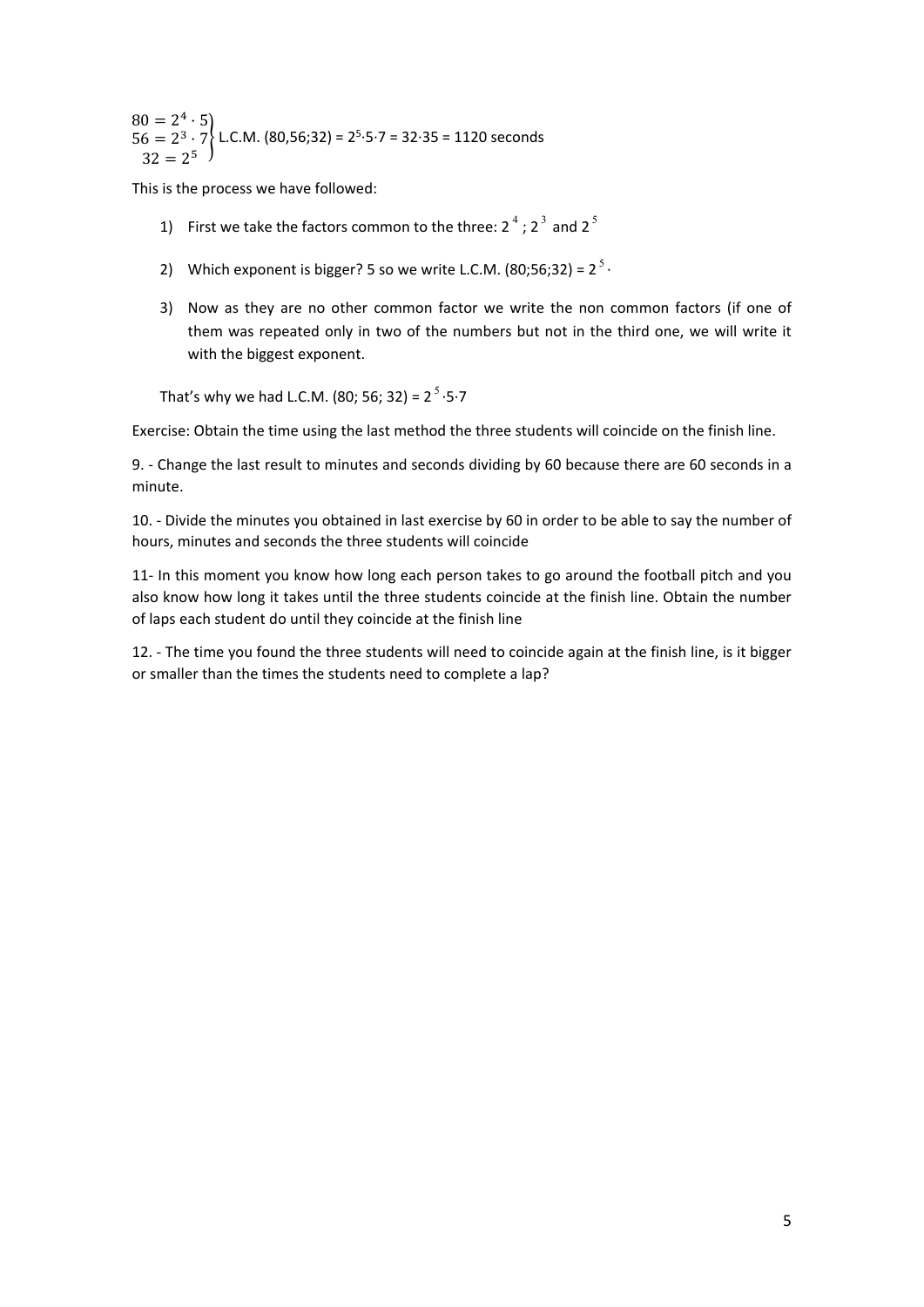$$\left.\begin{array}{r} 80 = 2^4 \cdot 5 \\ 56 = 2^3 \cdot 7 \\ 32 = 2^5 \end{array}\right\}$$ L.C.M. (80,56;32) = $2^5 \cdot 5 \cdot 7 = 32 \cdot 35 = 1120$ seconds

This is the process we have followed:

1) First we take the factors common to the three: $2^4$ ; $2^3$ and $2^5$

2) Which exponent is bigger? 5 so we write L.C.M. (80;56;32) = $2^5 \cdot$

3) Now as they are no other common factor we write the non common factors (if one of them was repeated only in two of the numbers but not in the third one, we will write it with the biggest exponent.

That's why we had L.C.M. (80; 56; 32) = $2^5 \cdot 5 \cdot 7$

Exercise: Obtain the time using the last method the three students will coincide on the finish line.

9. - Change the last result to minutes and seconds dividing by 60 because there are 60 seconds in a minute.

10. - Divide the minutes you obtained in last exercise by 60 in order to be able to say the number of hours, minutes and seconds the three students will coincide

11- In this moment you know how long each person takes to go around the football pitch and you also know how long it takes until the three students coincide at the finish line. Obtain the number of laps each student do until they coincide at the finish line

12. - The time you found the three students will need to coincide again at the finish line, is it bigger or smaller than the times the students need to complete a lap?